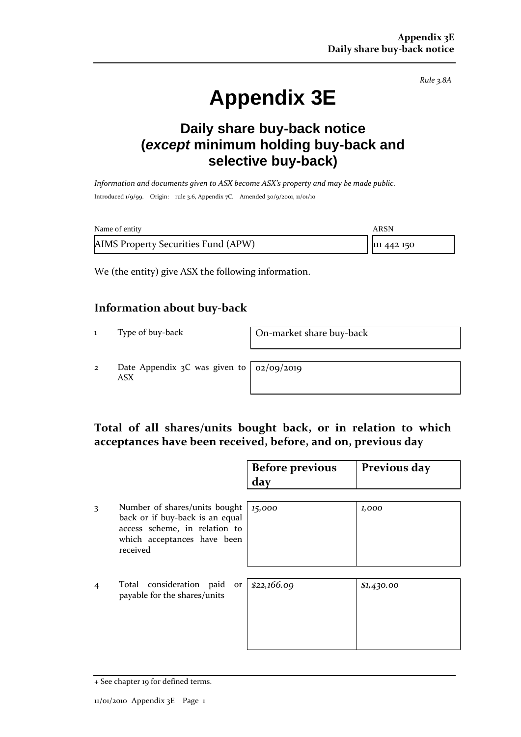*Rule 3.8A*

# Appendix 3E

## Daily share buy-back notice (*except* minimum holding buy-back and selective buy-back)

*Information and documents given to ASX become ASX's property and may be made public.*

Introduced 1/9/99. Origin: rule 3.6, Appendix 7C. Amended 30/9/2001, 11/01/10

| Name of entity | ARSN |
|---|---|
| AIMS Property Securities Fund (APW) | 111 442 150 |

We (the entity) give ASX the following information.

### Information about buy-back

| | | |
|---|---|---|
| 1 | Type of buy-back | On-market share buy-back |
| 2 | Date Appendix 3C was given to ASX | 02/09/2019 |

### Total of all shares/units bought back, or in relation to which acceptances have been received, before, and on, previous day

| | | Before previous day | Previous day |
|---|---|---|---|
| 3 | Number of shares/units bought back or if buy-back is an equal access scheme, in relation to which acceptances have been received | *15,000* | *1,000* |
| 4 | Total consideration paid or payable for the shares/units | *$22,166.09* | *$1,430.00* |

+ See chapter 19 for defined terms.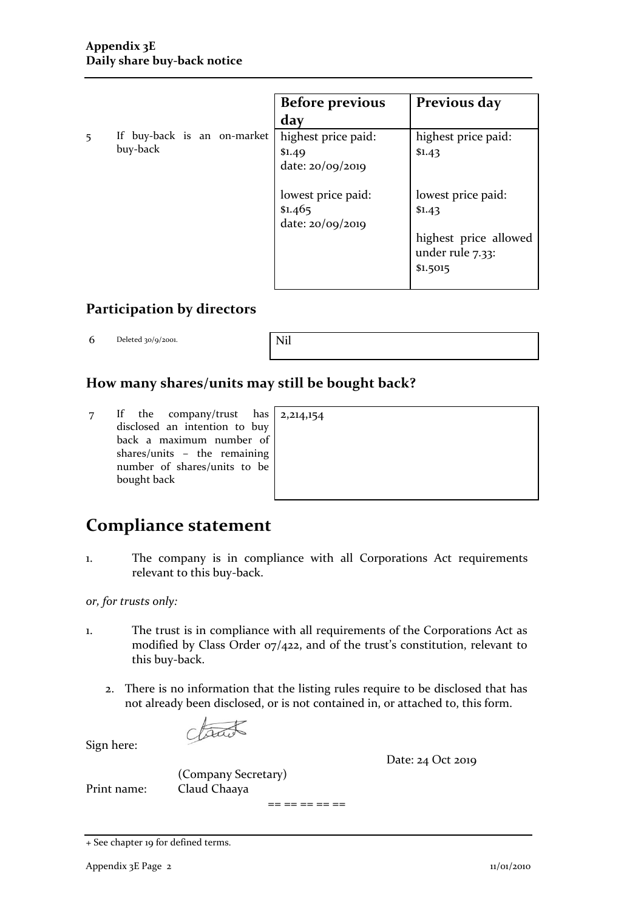**Appendix 3E**
**Daily share buy-back notice**

| | | Before previous day | Previous day |
|---|---|---|---|
| 5 | If buy-back is an on-market buy-back | highest price paid: $1.49 date: 20/09/2019<br><br>lowest price paid: $1.465 date: 20/09/2019 | highest price paid: $1.43<br><br>lowest price paid: $1.43<br><br>highest price allowed under rule 7.33: $1.5015 |

## Participation by directors

| | | |
|---|---|---|
| 6 | Deleted 30/9/2001. | Nil |

## How many shares/units may still be bought back?

| | | |
|---|---|---|
| 7 | If the company/trust has disclosed an intention to buy back a maximum number of shares/units – the remaining number of shares/units to be bought back | 2,214,154 |

# Compliance statement

1. The company is in compliance with all Corporations Act requirements relevant to this buy-back.

*or, for trusts only:*

1. The trust is in compliance with all requirements of the Corporations Act as modified by Class Order 07/422, and of the trust's constitution, relevant to this buy-back.

2. There is no information that the listing rules require to be disclosed that has not already been disclosed, or is not contained in, or attached to, this form.

Sign here:

Date: 24 Oct 2019

(Company Secretary)

Print name: Claud Chaaya

== == == == ==

+ See chapter 19 for defined terms.